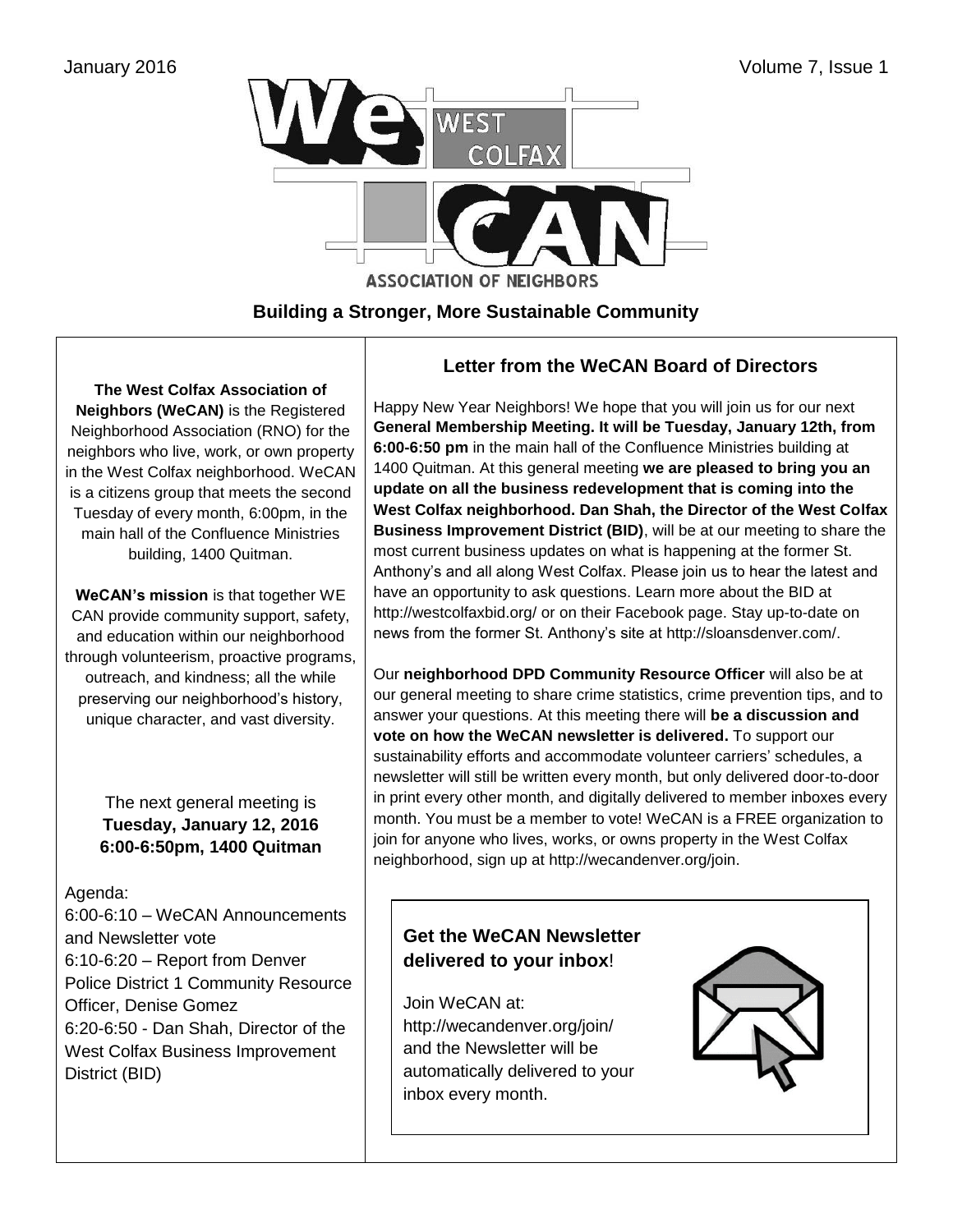January 2016

# WeCAN — West Colfax Association of Neighbors

**Building a Stronger, More Sustainable Community**

**The West Colfax Association of Neighbors (WeCAN)** is the Registered Neighborhood Association (RNO) for the neighbors who live, work, or own property in the West Colfax neighborhood. WeCAN is a citizens group that meets the second Tuesday of every month, 6:00pm, in the main hall of the Confluence Ministries building, 1400 Quitman.

**WeCAN's mission** is that together WE CAN provide community support, safety, and education within our neighborhood through volunteerism, proactive programs, outreach, and kindness; all the while preserving our neighborhood's history, unique character, and vast diversity.

The next general meeting is
**Tuesday, January 12, 2016**
**6:00-6:50pm, 1400 Quitman**

Agenda:
6:00-6:10 – WeCAN Announcements and Newsletter vote
6:10-6:20 – Report from Denver Police District 1 Community Resource Officer, Denise Gomez
6:20-6:50 - Dan Shah, Director of the West Colfax Business Improvement District (BID)

## Letter from the WeCAN Board of Directors

Happy New Year Neighbors! We hope that you will join us for our next **General Membership Meeting. It will be Tuesday, January 12th, from 6:00-6:50 pm** in the main hall of the Confluence Ministries building at 1400 Quitman. At this general meeting **we are pleased to bring you an update on all the business redevelopment that is coming into the West Colfax neighborhood. Dan Shah, the Director of the West Colfax Business Improvement District (BID)**, will be at our meeting to share the most current business updates on what is happening at the former St. Anthony's and all along West Colfax. Please join us to hear the latest and have an opportunity to ask questions. Learn more about the BID at http://westcolfaxbid.org/ or on their Facebook page. Stay up-to-date on news from the former St. Anthony's site at http://sloansdenver.com/.

Our **neighborhood DPD Community Resource Officer** will also be at our general meeting to share crime statistics, crime prevention tips, and to answer your questions. At this meeting there will **be a discussion and vote on how the WeCAN newsletter is delivered.** To support our sustainability efforts and accommodate volunteer carriers' schedules, a newsletter will still be written every month, but only delivered door-to-door in print every other month, and digitally delivered to member inboxes every month. You must be a member to vote! WeCAN is a FREE organization to join for anyone who lives, works, or owns property in the West Colfax neighborhood, sign up at http://wecandenver.org/join.

### Get the WeCAN Newsletter delivered to your inbox!

Join WeCAN at: http://wecandenver.org/join/ and the Newsletter will be automatically delivered to your inbox every month.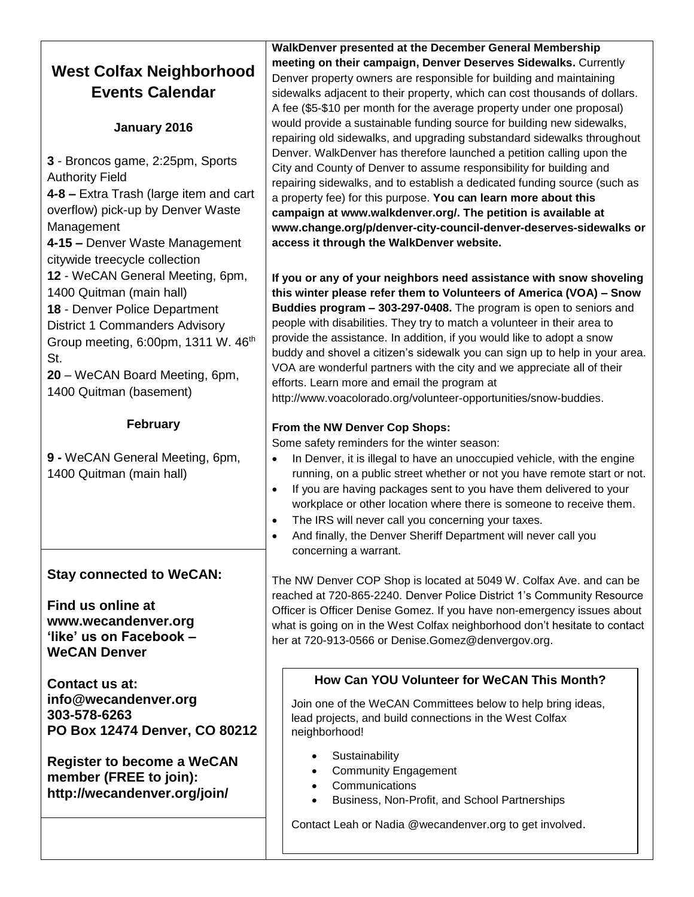## West Colfax Neighborhood Events Calendar

### January 2016

**3** - Broncos game, 2:25pm, Sports Authority Field
**4-8 –** Extra Trash (large item and cart overflow) pick-up by Denver Waste Management
**4-15 –** Denver Waste Management citywide treecycle collection
**12** - WeCAN General Meeting, 6pm, 1400 Quitman (main hall)
**18** - Denver Police Department District 1 Commanders Advisory Group meeting, 6:00pm, 1311 W. 46th St.
**20** – WeCAN Board Meeting, 6pm, 1400 Quitman (basement)

### February

**9 -** WeCAN General Meeting, 6pm, 1400 Quitman (main hall)

### Stay connected to WeCAN:

**Find us online at www.wecandenver.org**
**'like' us on Facebook – WeCAN Denver**

**Contact us at:**
**info@wecandenver.org**
**303-578-6263**
**PO Box 12474 Denver, CO 80212**

**Register to become a WeCAN member (FREE to join): http://wecandenver.org/join/**

**WalkDenver presented at the December General Membership meeting on their campaign, Denver Deserves Sidewalks.** Currently Denver property owners are responsible for building and maintaining sidewalks adjacent to their property, which can cost thousands of dollars. A fee ($5-$10 per month for the average property under one proposal) would provide a sustainable funding source for building new sidewalks, repairing old sidewalks, and upgrading substandard sidewalks throughout Denver. WalkDenver has therefore launched a petition calling upon the City and County of Denver to assume responsibility for building and repairing sidewalks, and to establish a dedicated funding source (such as a property fee) for this purpose. **You can learn more about this campaign at www.walkdenver.org/. The petition is available at www.change.org/p/denver-city-council-denver-deserves-sidewalks or access it through the WalkDenver website.**

**If you or any of your neighbors need assistance with snow shoveling this winter please refer them to Volunteers of America (VOA) – Snow Buddies program – 303-297-0408.** The program is open to seniors and people with disabilities. They try to match a volunteer in their area to provide the assistance. In addition, if you would like to adopt a snow buddy and shovel a citizen's sidewalk you can sign up to help in your area. VOA are wonderful partners with the city and we appreciate all of their efforts. Learn more and email the program at http://www.voacolorado.org/volunteer-opportunities/snow-buddies.

**From the NW Denver Cop Shops:**
Some safety reminders for the winter season:

- In Denver, it is illegal to have an unoccupied vehicle, with the engine running, on a public street whether or not you have remote start or not.
- If you are having packages sent to you have them delivered to your workplace or other location where there is someone to receive them.
- The IRS will never call you concerning your taxes.
- And finally, the Denver Sheriff Department will never call you concerning a warrant.

The NW Denver COP Shop is located at 5049 W. Colfax Ave. and can be reached at 720-865-2240. Denver Police District 1's Community Resource Officer is Officer Denise Gomez. If you have non-emergency issues about what is going on in the West Colfax neighborhood don't hesitate to contact her at 720-913-0566 or Denise.Gomez@denvergov.org.

### How Can YOU Volunteer for WeCAN This Month?

Join one of the WeCAN Committees below to help bring ideas, lead projects, and build connections in the West Colfax neighborhood!

- Sustainability
- Community Engagement
- Communications
- Business, Non-Profit, and School Partnerships

Contact Leah or Nadia @wecandenver.org to get involved.